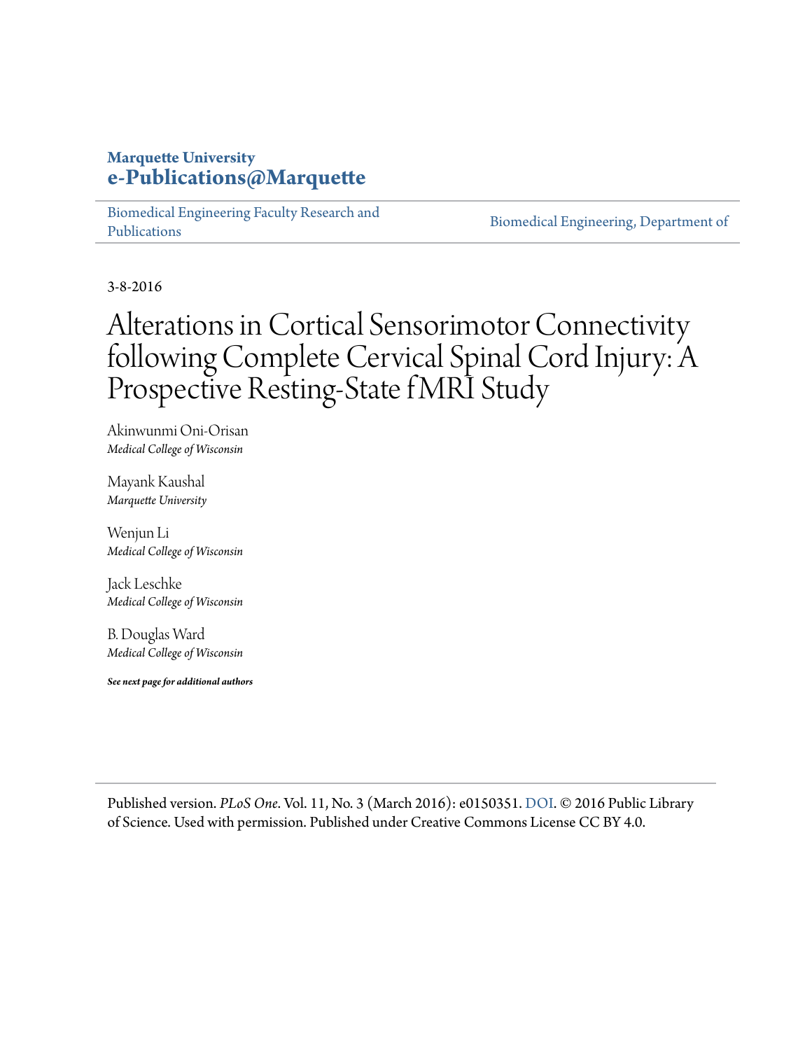**Marquette University**
**e-Publications@Marquette**

Biomedical Engineering Faculty Research and Publications | Biomedical Engineering, Department of

3-8-2016

# Alterations in Cortical Sensorimotor Connectivity following Complete Cervical Spinal Cord Injury: A Prospective Resting-State fMRI Study

Akinwunmi Oni-Orisan
*Medical College of Wisconsin*

Mayank Kaushal
*Marquette University*

Wenjun Li
*Medical College of Wisconsin*

Jack Leschke
*Medical College of Wisconsin*

B. Douglas Ward
*Medical College of Wisconsin*

***See next page for additional authors***

Published version. *PLoS One*. Vol. 11, No. 3 (March 2016): e0150351. DOI. © 2016 Public Library of Science. Used with permission. Published under Creative Commons License CC BY 4.0.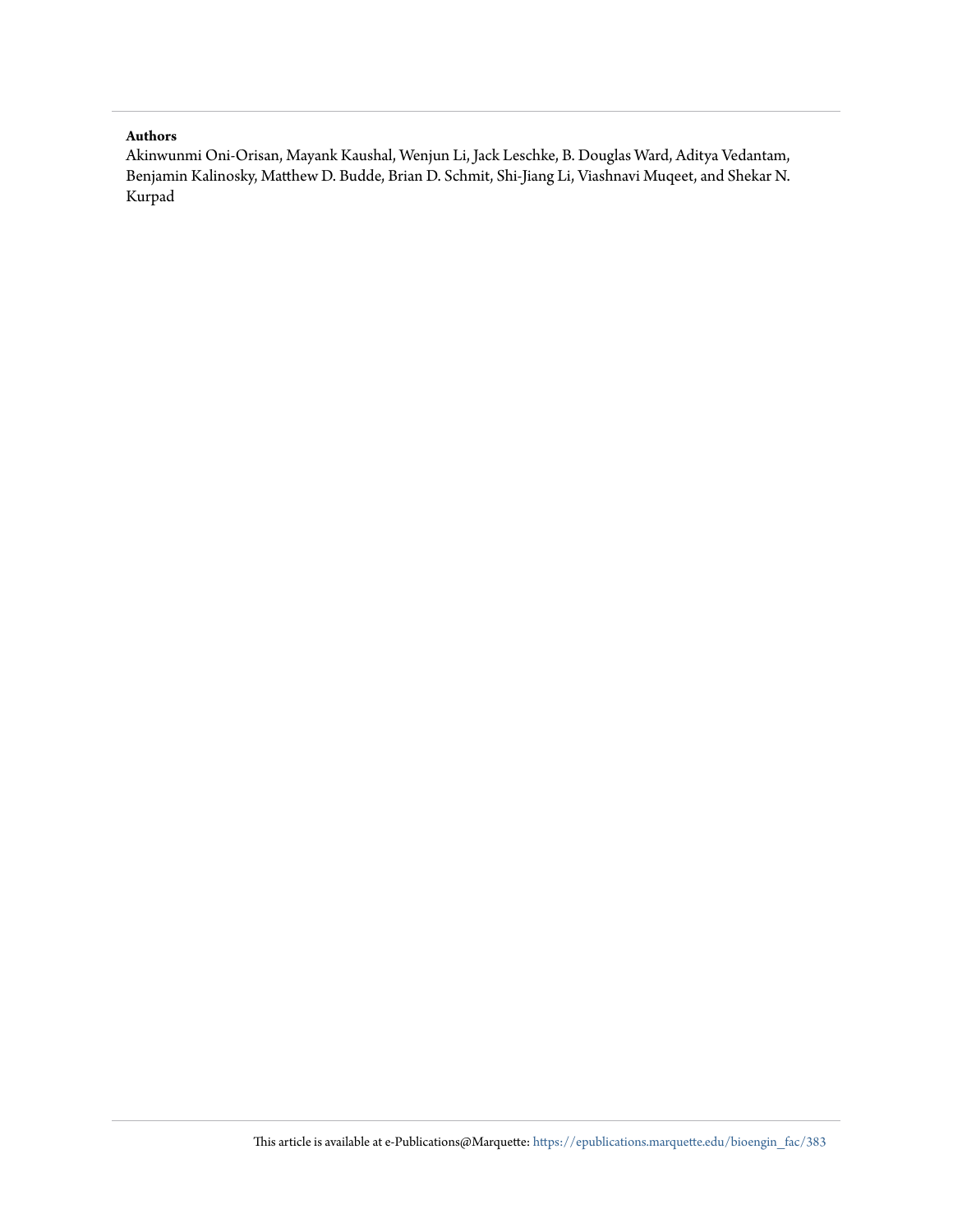**Authors**

Akinwunmi Oni-Orisan, Mayank Kaushal, Wenjun Li, Jack Leschke, B. Douglas Ward, Aditya Vedantam, Benjamin Kalinosky, Matthew D. Budde, Brian D. Schmit, Shi-Jiang Li, Viashnavi Muqeet, and Shekar N. Kurpad

This article is available at e-Publications@Marquette: https://epublications.marquette.edu/bioengin_fac/383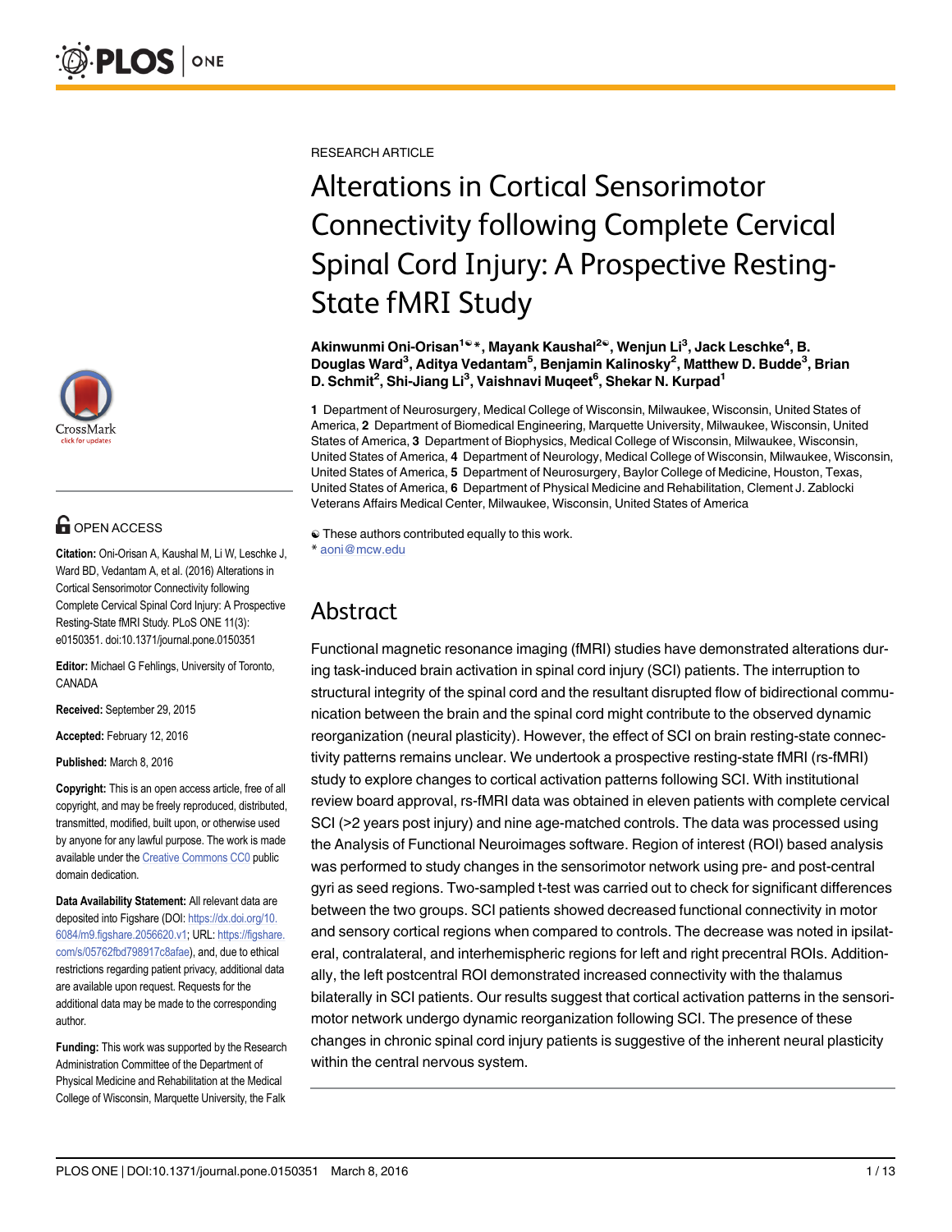RESEARCH ARTICLE

# Alterations in Cortical Sensorimotor Connectivity following Complete Cervical Spinal Cord Injury: A Prospective Resting-State fMRI Study

**Akinwunmi Oni-Orisan[1☯*], Mayank Kaushal[2☯], Wenjun Li[3], Jack Leschke[4], B. Douglas Ward[3], Aditya Vedantam[5], Benjamin Kalinosky[2], Matthew D. Budde[3], Brian D. Schmit[2], Shi-Jiang Li[3], Vaishnavi Muqeet[6], Shekar N. Kurpad[1]**

**1** Department of Neurosurgery, Medical College of Wisconsin, Milwaukee, Wisconsin, United States of America, **2** Department of Biomedical Engineering, Marquette University, Milwaukee, Wisconsin, United States of America, **3** Department of Biophysics, Medical College of Wisconsin, Milwaukee, Wisconsin, United States of America, **4** Department of Neurology, Medical College of Wisconsin, Milwaukee, Wisconsin, United States of America, **5** Department of Neurosurgery, Baylor College of Medicine, Houston, Texas, United States of America, **6** Department of Physical Medicine and Rehabilitation, Clement J. Zablocki Veterans Affairs Medical Center, Milwaukee, Wisconsin, United States of America

☯ These authors contributed equally to this work.
* aoni@mcw.edu

OPEN ACCESS

**Citation:** Oni-Orisan A, Kaushal M, Li W, Leschke J, Ward BD, Vedantam A, et al. (2016) Alterations in Cortical Sensorimotor Connectivity following Complete Cervical Spinal Cord Injury: A Prospective Resting-State fMRI Study. PLoS ONE 11(3): e0150351. doi:10.1371/journal.pone.0150351

**Editor:** Michael G Fehlings, University of Toronto, CANADA

**Received:** September 29, 2015

**Accepted:** February 12, 2016

**Published:** March 8, 2016

**Copyright:** This is an open access article, free of all copyright, and may be freely reproduced, distributed, transmitted, modified, built upon, or otherwise used by anyone for any lawful purpose. The work is made available under the Creative Commons CC0 public domain dedication.

**Data Availability Statement:** All relevant data are deposited into Figshare (DOI: https://dx.doi.org/10.6084/m9.figshare.2056620.v1; URL: https://figshare.com/s/05762fbd798917c8afae), and, due to ethical restrictions regarding patient privacy, additional data are available upon request. Requests for the additional data may be made to the corresponding author.

**Funding:** This work was supported by the Research Administration Committee of the Department of Physical Medicine and Rehabilitation at the Medical College of Wisconsin, Marquette University, the Falk

## Abstract

Functional magnetic resonance imaging (fMRI) studies have demonstrated alterations during task-induced brain activation in spinal cord injury (SCI) patients. The interruption to structural integrity of the spinal cord and the resultant disrupted flow of bidirectional communication between the brain and the spinal cord might contribute to the observed dynamic reorganization (neural plasticity). However, the effect of SCI on brain resting-state connectivity patterns remains unclear. We undertook a prospective resting-state fMRI (rs-fMRI) study to explore changes to cortical activation patterns following SCI. With institutional review board approval, rs-fMRI data was obtained in eleven patients with complete cervical SCI (>2 years post injury) and nine age-matched controls. The data was processed using the Analysis of Functional Neuroimages software. Region of interest (ROI) based analysis was performed to study changes in the sensorimotor network using pre- and post-central gyri as seed regions. Two-sampled t-test was carried out to check for significant differences between the two groups. SCI patients showed decreased functional connectivity in motor and sensory cortical regions when compared to controls. The decrease was noted in ipsilateral, contralateral, and interhemispheric regions for left and right precentral ROIs. Additionally, the left postcentral ROI demonstrated increased connectivity with the thalamus bilaterally in SCI patients. Our results suggest that cortical activation patterns in the sensorimotor network undergo dynamic reorganization following SCI. The presence of these changes in chronic spinal cord injury patients is suggestive of the inherent neural plasticity within the central nervous system.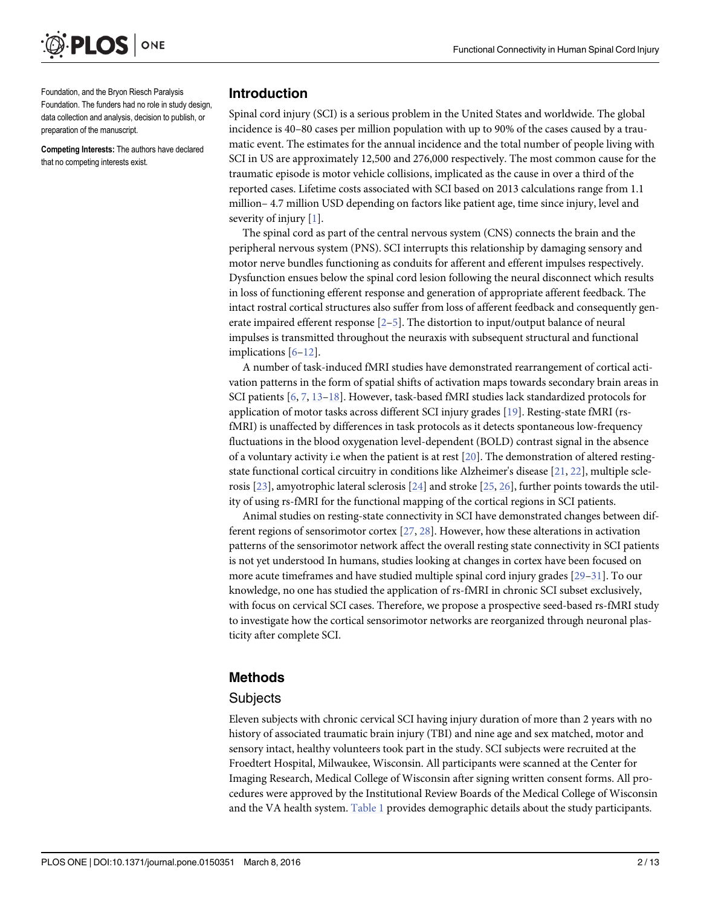Foundation, and the Bryon Riesch Paralysis Foundation. The funders had no role in study design, data collection and analysis, decision to publish, or preparation of the manuscript.

**Competing Interests:** The authors have declared that no competing interests exist.

## Introduction

Spinal cord injury (SCI) is a serious problem in the United States and worldwide. The global incidence is 40–80 cases per million population with up to 90% of the cases caused by a traumatic event. The estimates for the annual incidence and the total number of people living with SCI in US are approximately 12,500 and 276,000 respectively. The most common cause for the traumatic episode is motor vehicle collisions, implicated as the cause in over a third of the reported cases. Lifetime costs associated with SCI based on 2013 calculations range from 1.1 million– 4.7 million USD depending on factors like patient age, time since injury, level and severity of injury [1].

The spinal cord as part of the central nervous system (CNS) connects the brain and the peripheral nervous system (PNS). SCI interrupts this relationship by damaging sensory and motor nerve bundles functioning as conduits for afferent and efferent impulses respectively. Dysfunction ensues below the spinal cord lesion following the neural disconnect which results in loss of functioning efferent response and generation of appropriate afferent feedback. The intact rostral cortical structures also suffer from loss of afferent feedback and consequently generate impaired efferent response [2–5]. The distortion to input/output balance of neural impulses is transmitted throughout the neuraxis with subsequent structural and functional implications [6–12].

A number of task-induced fMRI studies have demonstrated rearrangement of cortical activation patterns in the form of spatial shifts of activation maps towards secondary brain areas in SCI patients [6, 7, 13–18]. However, task-based fMRI studies lack standardized protocols for application of motor tasks across different SCI injury grades [19]. Resting-state fMRI (rs-fMRI) is unaffected by differences in task protocols as it detects spontaneous low-frequency fluctuations in the blood oxygenation level-dependent (BOLD) contrast signal in the absence of a voluntary activity i.e when the patient is at rest [20]. The demonstration of altered resting-state functional cortical circuitry in conditions like Alzheimer's disease [21, 22], multiple sclerosis [23], amyotrophic lateral sclerosis [24] and stroke [25, 26], further points towards the utility of using rs-fMRI for the functional mapping of the cortical regions in SCI patients.

Animal studies on resting-state connectivity in SCI have demonstrated changes between different regions of sensorimotor cortex [27, 28]. However, how these alterations in activation patterns of the sensorimotor network affect the overall resting state connectivity in SCI patients is not yet understood In humans, studies looking at changes in cortex have been focused on more acute timeframes and have studied multiple spinal cord injury grades [29–31]. To our knowledge, no one has studied the application of rs-fMRI in chronic SCI subset exclusively, with focus on cervical SCI cases. Therefore, we propose a prospective seed-based rs-fMRI study to investigate how the cortical sensorimotor networks are reorganized through neuronal plasticity after complete SCI.

## Methods

### Subjects

Eleven subjects with chronic cervical SCI having injury duration of more than 2 years with no history of associated traumatic brain injury (TBI) and nine age and sex matched, motor and sensory intact, healthy volunteers took part in the study. SCI subjects were recruited at the Froedtert Hospital, Milwaukee, Wisconsin. All participants were scanned at the Center for Imaging Research, Medical College of Wisconsin after signing written consent forms. All procedures were approved by the Institutional Review Boards of the Medical College of Wisconsin and the VA health system. Table 1 provides demographic details about the study participants.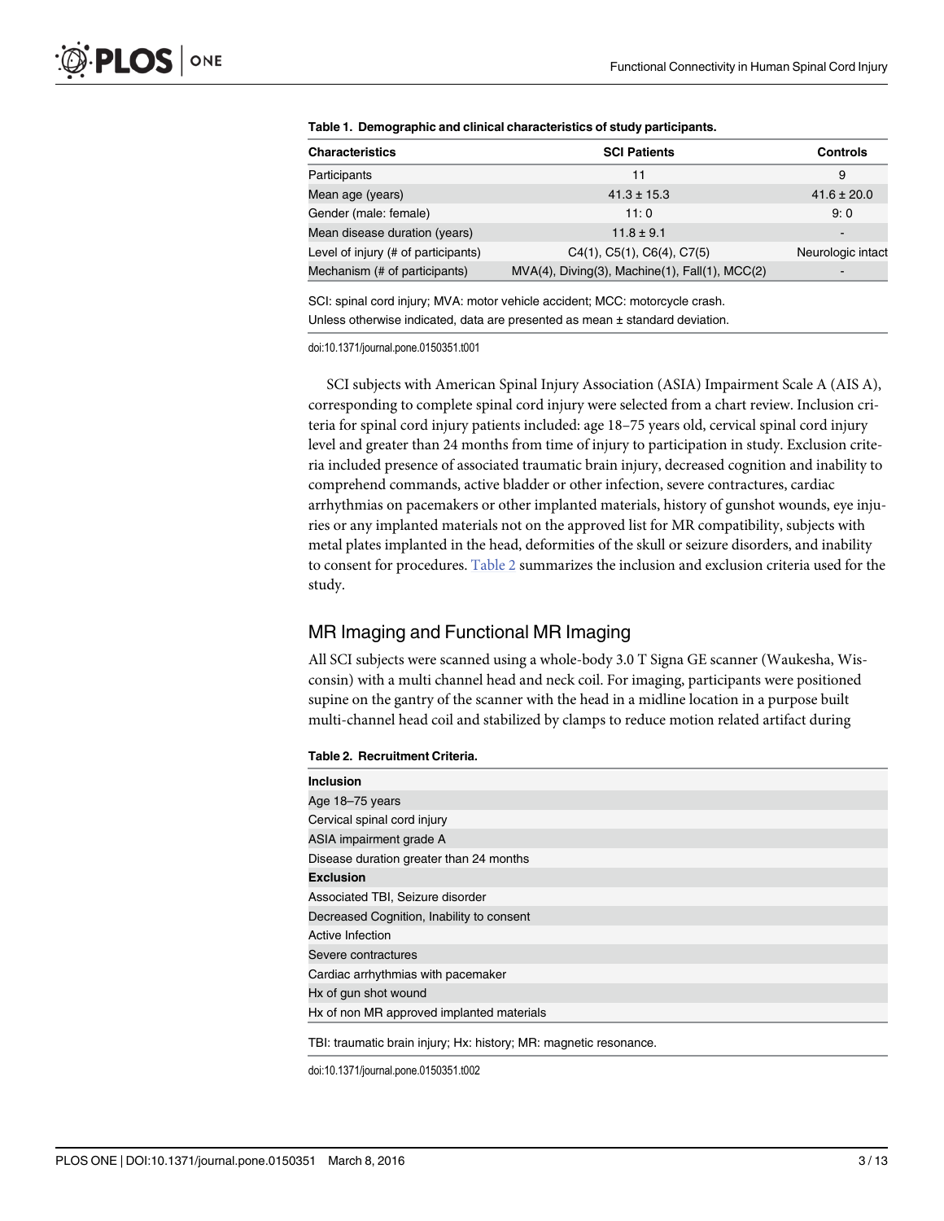**Table 1. Demographic and clinical characteristics of study participants.**

| Characteristics | SCI Patients | Controls |
|---|---|---|
| Participants | 11 | 9 |
| Mean age (years) | 41.3 ± 15.3 | 41.6 ± 20.0 |
| Gender (male: female) | 11: 0 | 9: 0 |
| Mean disease duration (years) | 11.8 ± 9.1 | - |
| Level of injury (# of participants) | C4(1), C5(1), C6(4), C7(5) | Neurologic intact |
| Mechanism (# of participants) | MVA(4), Diving(3), Machine(1), Fall(1), MCC(2) | - |

SCI: spinal cord injury; MVA: motor vehicle accident; MCC: motorcycle crash.
Unless otherwise indicated, data are presented as mean ± standard deviation.

doi:10.1371/journal.pone.0150351.t001

SCI subjects with American Spinal Injury Association (ASIA) Impairment Scale A (AIS A), corresponding to complete spinal cord injury were selected from a chart review. Inclusion criteria for spinal cord injury patients included: age 18–75 years old, cervical spinal cord injury level and greater than 24 months from time of injury to participation in study. Exclusion criteria included presence of associated traumatic brain injury, decreased cognition and inability to comprehend commands, active bladder or other infection, severe contractures, cardiac arrhythmias on pacemakers or other implanted materials, history of gunshot wounds, eye injuries or any implanted materials not on the approved list for MR compatibility, subjects with metal plates implanted in the head, deformities of the skull or seizure disorders, and inability to consent for procedures. Table 2 summarizes the inclusion and exclusion criteria used for the study.

## MR Imaging and Functional MR Imaging

All SCI subjects were scanned using a whole-body 3.0 T Signa GE scanner (Waukesha, Wisconsin) with a multi channel head and neck coil. For imaging, participants were positioned supine on the gantry of the scanner with the head in a midline location in a purpose built multi-channel head coil and stabilized by clamps to reduce motion related artifact during

**Table 2. Recruitment Criteria.**

| **Inclusion** |
|---|
| Age 18–75 years |
| Cervical spinal cord injury |
| ASIA impairment grade A |
| Disease duration greater than 24 months |
| **Exclusion** |
| Associated TBI, Seizure disorder |
| Decreased Cognition, Inability to consent |
| Active Infection |
| Severe contractures |
| Cardiac arrhythmias with pacemaker |
| Hx of gun shot wound |
| Hx of non MR approved implanted materials |

TBI: traumatic brain injury; Hx: history; MR: magnetic resonance.

doi:10.1371/journal.pone.0150351.t002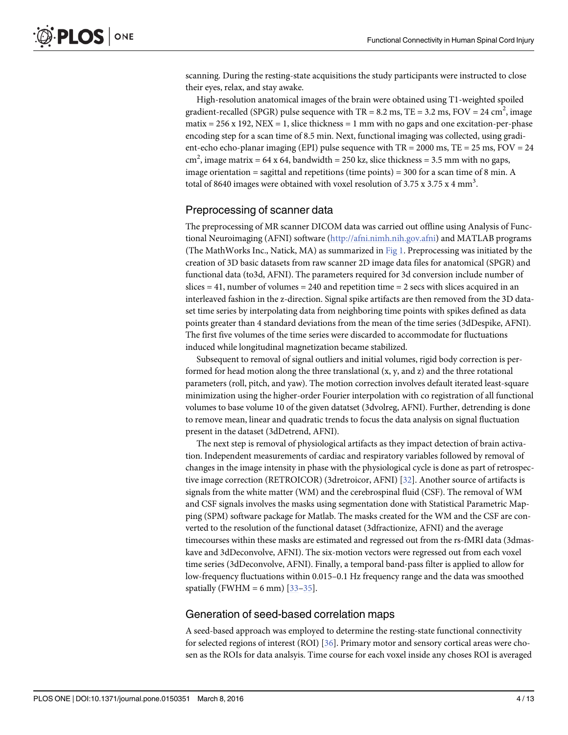scanning. During the resting-state acquisitions the study participants were instructed to close their eyes, relax, and stay awake.

High-resolution anatomical images of the brain were obtained using T1-weighted spoiled gradient-recalled (SPGR) pulse sequence with TR = 8.2 ms, TE = 3.2 ms, FOV = 24 cm$^2$, image matix = 256 x 192, NEX = 1, slice thickness = 1 mm with no gaps and one excitation-per-phase encoding step for a scan time of 8.5 min. Next, functional imaging was collected, using gradient-echo echo-planar imaging (EPI) pulse sequence with TR = 2000 ms, TE = 25 ms, FOV = 24 cm$^2$, image matrix = 64 x 64, bandwidth = 250 kz, slice thickness = 3.5 mm with no gaps, image orientation = sagittal and repetitions (time points) = 300 for a scan time of 8 min. A total of 8640 images were obtained with voxel resolution of 3.75 x 3.75 x 4 mm$^3$.

## Preprocessing of scanner data

The preprocessing of MR scanner DICOM data was carried out offline using Analysis of Functional Neuroimaging (AFNI) software (http://afni.nimh.nih.gov.afni) and MATLAB programs (The MathWorks Inc., Natick, MA) as summarized in Fig 1. Preprocessing was initiated by the creation of 3D basic datasets from raw scanner 2D image data files for anatomical (SPGR) and functional data (to3d, AFNI). The parameters required for 3d conversion include number of slices = 41, number of volumes = 240 and repetition time = 2 secs with slices acquired in an interleaved fashion in the z-direction. Signal spike artifacts are then removed from the 3D dataset time series by interpolating data from neighboring time points with spikes defined as data points greater than 4 standard deviations from the mean of the time series (3dDespike, AFNI). The first five volumes of the time series were discarded to accommodate for fluctuations induced while longitudinal magnetization became stabilized.

Subsequent to removal of signal outliers and initial volumes, rigid body correction is performed for head motion along the three translational (x, y, and z) and the three rotational parameters (roll, pitch, and yaw). The motion correction involves default iterated least-square minimization using the higher-order Fourier interpolation with co registration of all functional volumes to base volume 10 of the given datatset (3dvolreg, AFNI). Further, detrending is done to remove mean, linear and quadratic trends to focus the data analysis on signal fluctuation present in the dataset (3dDetrend, AFNI).

The next step is removal of physiological artifacts as they impact detection of brain activation. Independent measurements of cardiac and respiratory variables followed by removal of changes in the image intensity in phase with the physiological cycle is done as part of retrospective image correction (RETROICOR) (3dretroicor, AFNI) [32]. Another source of artifacts is signals from the white matter (WM) and the cerebrospinal fluid (CSF). The removal of WM and CSF signals involves the masks using segmentation done with Statistical Parametric Mapping (SPM) software package for Matlab. The masks created for the WM and the CSF are converted to the resolution of the functional dataset (3dfractionize, AFNI) and the average timecourses within these masks are estimated and regressed out from the rs-fMRI data (3dmaskave and 3dDeconvolve, AFNI). The six-motion vectors were regressed out from each voxel time series (3dDeconvolve, AFNI). Finally, a temporal band-pass filter is applied to allow for low-frequency fluctuations within 0.015–0.1 Hz frequency range and the data was smoothed spatially (FWHM = 6 mm) [33–35].

## Generation of seed-based correlation maps

A seed-based approach was employed to determine the resting-state functional connectivity for selected regions of interest (ROI) [36]. Primary motor and sensory cortical areas were chosen as the ROIs for data analsyis. Time course for each voxel inside any choses ROI is averaged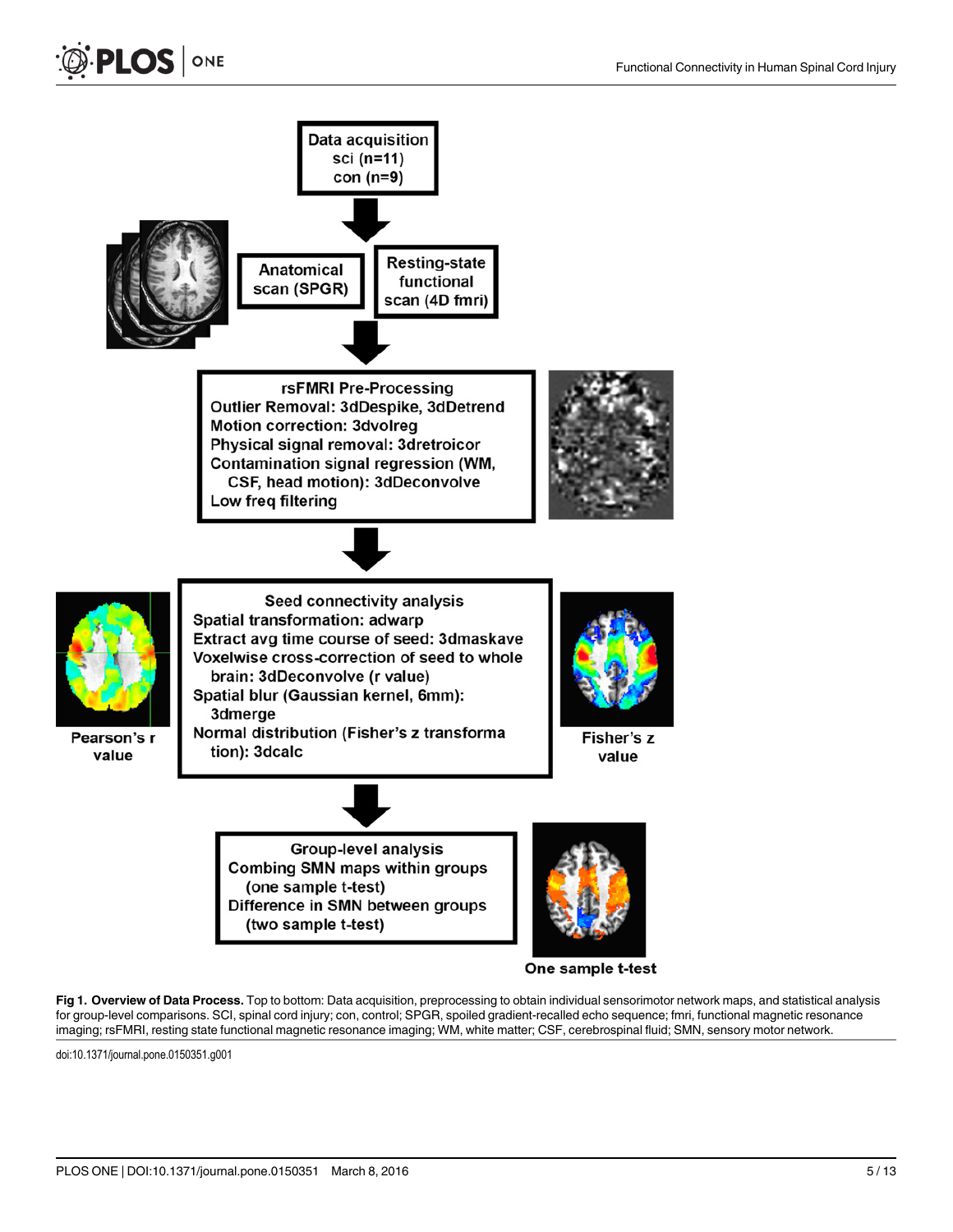Data acquisition
sci (n=11)
con (n=9)

Anatomical scan (SPGR)

Resting-state functional scan (4D fmri)

rsFMRI Pre-Processing
Outlier Removal: 3dDespike, 3dDetrend
Motion correction: 3dvolreg
Physical signal removal: 3dretroicor
Contamination signal regression (WM, CSF, head motion): 3dDeconvolve
Low freq filtering

Seed connectivity analysis
Spatial transformation: adwarp
Extract avg time course of seed: 3dmaskave
Voxelwise cross-correction of seed to whole brain: 3dDeconvolve (r value)
Spatial blur (Gaussian kernel, 6mm): 3dmerge
Normal distribution (Fisher's z transformation): 3dcalc

Pearson's r value

Fisher's z value

Group-level analysis
Combing SMN maps within groups (one sample t-test)
Difference in SMN between groups (two sample t-test)

One sample t-test

**Fig 1. Overview of Data Process.** Top to bottom: Data acquisition, preprocessing to obtain individual sensorimotor network maps, and statistical analysis for group-level comparisons. SCI, spinal cord injury; con, control; SPGR, spoiled gradient-recalled echo sequence; fmri, functional magnetic resonance imaging; rsFMRI, resting state functional magnetic resonance imaging; WM, white matter; CSF, cerebrospinal fluid; SMN, sensory motor network.

doi:10.1371/journal.pone.0150351.g001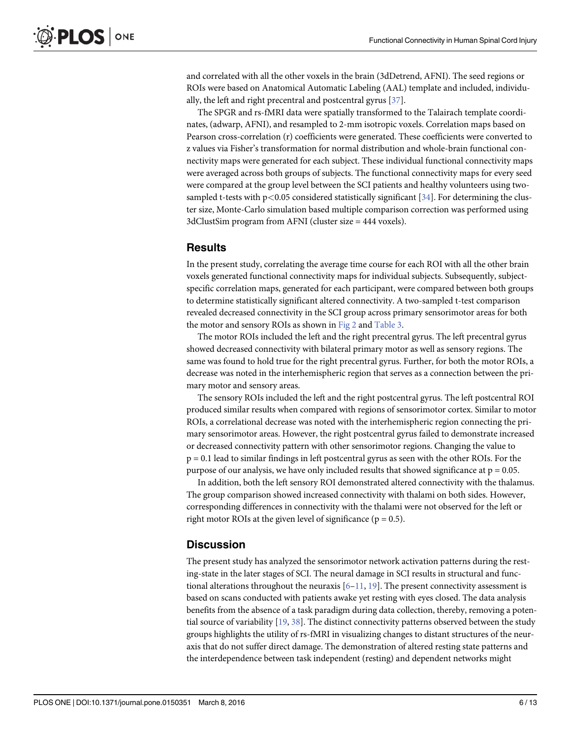and correlated with all the other voxels in the brain (3dDetrend, AFNI). The seed regions or ROIs were based on Anatomical Automatic Labeling (AAL) template and included, individually, the left and right precentral and postcentral gyrus [37].

The SPGR and rs-fMRI data were spatially transformed to the Talairach template coordinates, (adwarp, AFNI), and resampled to 2-mm isotropic voxels. Correlation maps based on Pearson cross-correlation (r) coefficients were generated. These coefficients were converted to z values via Fisher's transformation for normal distribution and whole-brain functional connectivity maps were generated for each subject. These individual functional connectivity maps were averaged across both groups of subjects. The functional connectivity maps for every seed were compared at the group level between the SCI patients and healthy volunteers using two-sampled t-tests with $p<0.05$ considered statistically significant [34]. For determining the cluster size, Monte-Carlo simulation based multiple comparison correction was performed using 3dClustSim program from AFNI (cluster size = 444 voxels).

## Results

In the present study, correlating the average time course for each ROI with all the other brain voxels generated functional connectivity maps for individual subjects. Subsequently, subject-specific correlation maps, generated for each participant, were compared between both groups to determine statistically significant altered connectivity. A two-sampled t-test comparison revealed decreased connectivity in the SCI group across primary sensorimotor areas for both the motor and sensory ROIs as shown in Fig 2 and Table 3.

The motor ROIs included the left and the right precentral gyrus. The left precentral gyrus showed decreased connectivity with bilateral primary motor as well as sensory regions. The same was found to hold true for the right precentral gyrus. Further, for both the motor ROIs, a decrease was noted in the interhemispheric region that serves as a connection between the primary motor and sensory areas.

The sensory ROIs included the left and the right postcentral gyrus. The left postcentral ROI produced similar results when compared with regions of sensorimotor cortex. Similar to motor ROIs, a correlational decrease was noted with the interhemispheric region connecting the primary sensorimotor areas. However, the right postcentral gyrus failed to demonstrate increased or decreased connectivity pattern with other sensorimotor regions. Changing the value to $p = 0.1$ lead to similar findings in left postcentral gyrus as seen with the other ROIs. For the purpose of our analysis, we have only included results that showed significance at $p = 0.05$.

In addition, both the left sensory ROI demonstrated altered connectivity with the thalamus. The group comparison showed increased connectivity with thalami on both sides. However, corresponding differences in connectivity with the thalami were not observed for the left or right motor ROIs at the given level of significance ($p = 0.5$).

## Discussion

The present study has analyzed the sensorimotor network activation patterns during the resting-state in the later stages of SCI. The neural damage in SCI results in structural and functional alterations throughout the neuraxis [6–11, 19]. The present connectivity assessment is based on scans conducted with patients awake yet resting with eyes closed. The data analysis benefits from the absence of a task paradigm during data collection, thereby, removing a potential source of variability [19, 38]. The distinct connectivity patterns observed between the study groups highlights the utility of rs-fMRI in visualizing changes to distant structures of the neuraxis that do not suffer direct damage. The demonstration of altered resting state patterns and the interdependence between task independent (resting) and dependent networks might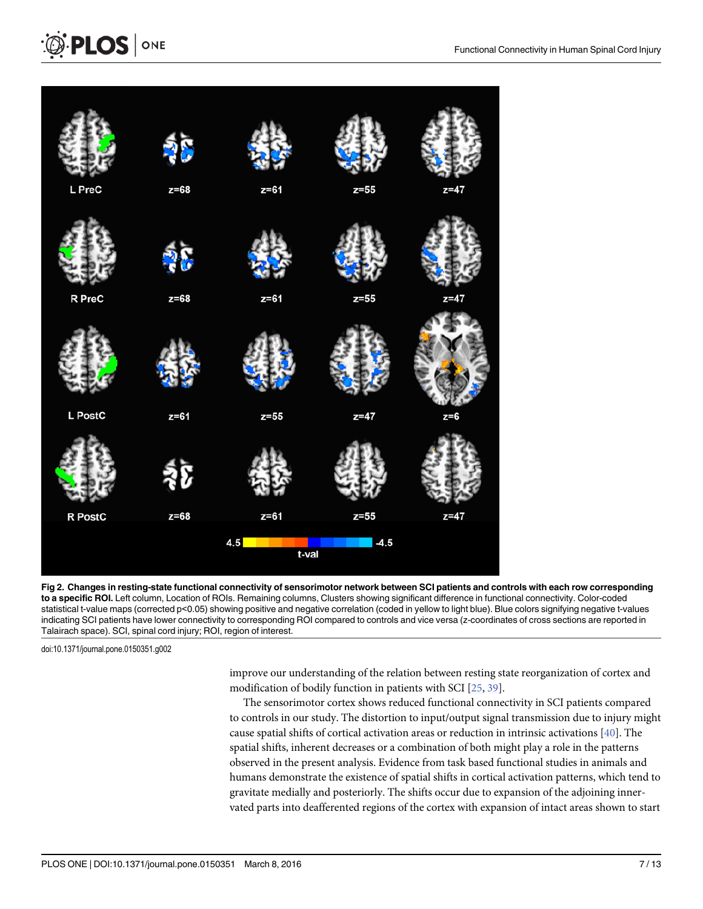**Fig 2. Changes in resting-state functional connectivity of sensorimotor network between SCI patients and controls with each row corresponding to a specific ROI.** Left column, Location of ROIs. Remaining columns, Clusters showing significant difference in functional connectivity. Color-coded statistical t-value maps (corrected $p<0.05$) showing positive and negative correlation (coded in yellow to light blue). Blue colors signifying negative t-values indicating SCI patients have lower connectivity to corresponding ROI compared to controls and vice versa (z-coordinates of cross sections are reported in Talairach space). SCI, spinal cord injury; ROI, region of interest.

doi:10.1371/journal.pone.0150351.g002

improve our understanding of the relation between resting state reorganization of cortex and modification of bodily function in patients with SCI [25, 39].

The sensorimotor cortex shows reduced functional connectivity in SCI patients compared to controls in our study. The distortion to input/output signal transmission due to injury might cause spatial shifts of cortical activation areas or reduction in intrinsic activations [40]. The spatial shifts, inherent decreases or a combination of both might play a role in the patterns observed in the present analysis. Evidence from task based functional studies in animals and humans demonstrate the existence of spatial shifts in cortical activation patterns, which tend to gravitate medially and posteriorly. The shifts occur due to expansion of the adjoining innervated parts into deafferented regions of the cortex with expansion of intact areas shown to start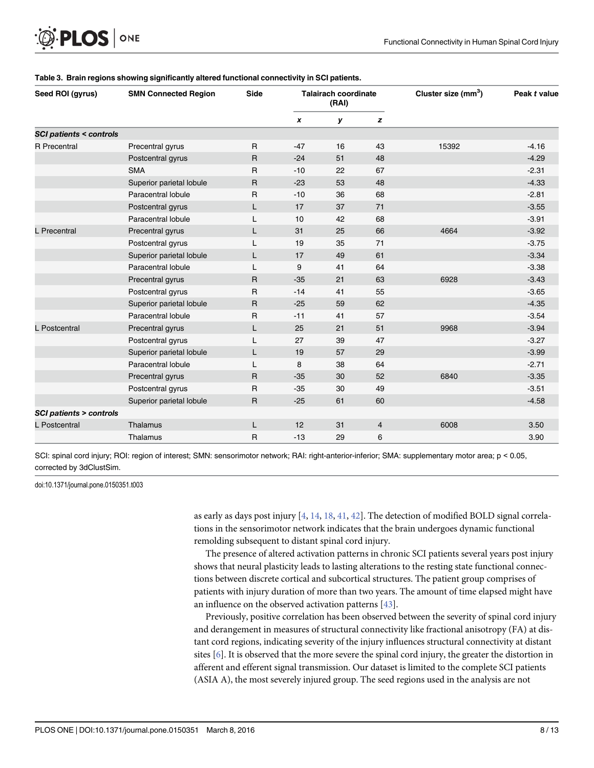**Table 3. Brain regions showing significantly altered functional connectivity in SCI patients.**

| Seed ROI (gyrus) | SMN Connected Region | Side | Talairach coordinate (RAI) | | | Cluster size ($mm^3$) | Peak *t* value |
|---|---|---|---|---|---|---|---|
| | | | *x* | *y* | *z* | | |
| ***SCI patients < controls*** | | | | | | | |
| R Precentral | Precentral gyrus | R | -47 | 16 | 43 | 15392 | -4.16 |
| | Postcentral gyrus | R | -24 | 51 | 48 | | -4.29 |
| | SMA | R | -10 | 22 | 67 | | -2.31 |
| | Superior parietal lobule | R | -23 | 53 | 48 | | -4.33 |
| | Paracentral lobule | R | -10 | 36 | 68 | | -2.81 |
| | Postcentral gyrus | L | 17 | 37 | 71 | | -3.55 |
| | Paracentral lobule | L | 10 | 42 | 68 | | -3.91 |
| L Precentral | Precentral gyrus | L | 31 | 25 | 66 | 4664 | -3.92 |
| | Postcentral gyrus | L | 19 | 35 | 71 | | -3.75 |
| | Superior parietal lobule | L | 17 | 49 | 61 | | -3.34 |
| | Paracentral lobule | L | 9 | 41 | 64 | | -3.38 |
| | Precentral gyrus | R | -35 | 21 | 63 | 6928 | -3.43 |
| | Postcentral gyrus | R | -14 | 41 | 55 | | -3.65 |
| | Superior parietal lobule | R | -25 | 59 | 62 | | -4.35 |
| | Paracentral lobule | R | -11 | 41 | 57 | | -3.54 |
| L Postcentral | Precentral gyrus | L | 25 | 21 | 51 | 9968 | -3.94 |
| | Postcentral gyrus | L | 27 | 39 | 47 | | -3.27 |
| | Superior parietal lobule | L | 19 | 57 | 29 | | -3.99 |
| | Paracentral lobule | L | 8 | 38 | 64 | | -2.71 |
| | Precentral gyrus | R | -35 | 30 | 52 | 6840 | -3.35 |
| | Postcentral gyrus | R | -35 | 30 | 49 | | -3.51 |
| | Superior parietal lobule | R | -25 | 61 | 60 | | -4.58 |
| ***SCI patients > controls*** | | | | | | | |
| L Postcentral | Thalamus | L | 12 | 31 | 4 | 6008 | 3.50 |
| | Thalamus | R | -13 | 29 | 6 | | 3.90 |

SCI: spinal cord injury; ROI: region of interest; SMN: sensorimotor network; RAI: right-anterior-inferior; SMA: supplementary motor area; $p < 0.05$, corrected by 3dClustSim.

doi:10.1371/journal.pone.0150351.t003

as early as days post injury [4, 14, 18, 41, 42]. The detection of modified BOLD signal correlations in the sensorimotor network indicates that the brain undergoes dynamic functional remolding subsequent to distant spinal cord injury.

The presence of altered activation patterns in chronic SCI patients several years post injury shows that neural plasticity leads to lasting alterations to the resting state functional connections between discrete cortical and subcortical structures. The patient group comprises of patients with injury duration of more than two years. The amount of time elapsed might have an influence on the observed activation patterns [43].

Previously, positive correlation has been observed between the severity of spinal cord injury and derangement in measures of structural connectivity like fractional anisotropy (FA) at distant cord regions, indicating severity of the injury influences structural connectivity at distant sites [6]. It is observed that the more severe the spinal cord injury, the greater the distortion in afferent and efferent signal transmission. Our dataset is limited to the complete SCI patients (ASIA A), the most severely injured group. The seed regions used in the analysis are not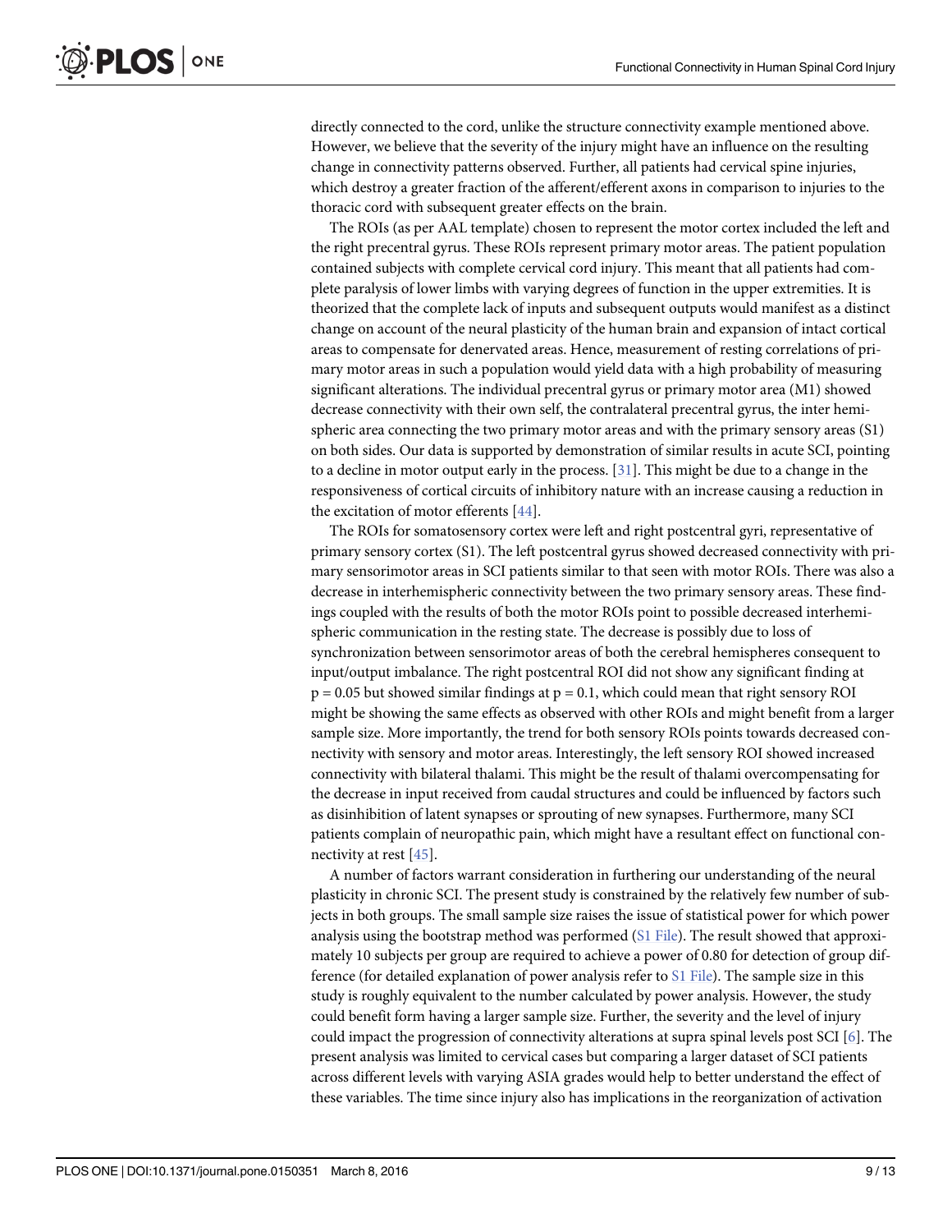directly connected to the cord, unlike the structure connectivity example mentioned above. However, we believe that the severity of the injury might have an influence on the resulting change in connectivity patterns observed. Further, all patients had cervical spine injuries, which destroy a greater fraction of the afferent/efferent axons in comparison to injuries to the thoracic cord with subsequent greater effects on the brain.

The ROIs (as per AAL template) chosen to represent the motor cortex included the left and the right precentral gyrus. These ROIs represent primary motor areas. The patient population contained subjects with complete cervical cord injury. This meant that all patients had complete paralysis of lower limbs with varying degrees of function in the upper extremities. It is theorized that the complete lack of inputs and subsequent outputs would manifest as a distinct change on account of the neural plasticity of the human brain and expansion of intact cortical areas to compensate for denervated areas. Hence, measurement of resting correlations of primary motor areas in such a population would yield data with a high probability of measuring significant alterations. The individual precentral gyrus or primary motor area (M1) showed decrease connectivity with their own self, the contralateral precentral gyrus, the inter hemispheric area connecting the two primary motor areas and with the primary sensory areas (S1) on both sides. Our data is supported by demonstration of similar results in acute SCI, pointing to a decline in motor output early in the process. [31]. This might be due to a change in the responsiveness of cortical circuits of inhibitory nature with an increase causing a reduction in the excitation of motor efferents [44].

The ROIs for somatosensory cortex were left and right postcentral gyri, representative of primary sensory cortex (S1). The left postcentral gyrus showed decreased connectivity with primary sensorimotor areas in SCI patients similar to that seen with motor ROIs. There was also a decrease in interhemispheric connectivity between the two primary sensory areas. These findings coupled with the results of both the motor ROIs point to possible decreased interhemispheric communication in the resting state. The decrease is possibly due to loss of synchronization between sensorimotor areas of both the cerebral hemispheres consequent to input/output imbalance. The right postcentral ROI did not show any significant finding at $p = 0.05$ but showed similar findings at $p = 0.1$, which could mean that right sensory ROI might be showing the same effects as observed with other ROIs and might benefit from a larger sample size. More importantly, the trend for both sensory ROIs points towards decreased connectivity with sensory and motor areas. Interestingly, the left sensory ROI showed increased connectivity with bilateral thalami. This might be the result of thalami overcompensating for the decrease in input received from caudal structures and could be influenced by factors such as disinhibition of latent synapses or sprouting of new synapses. Furthermore, many SCI patients complain of neuropathic pain, which might have a resultant effect on functional connectivity at rest [45].

A number of factors warrant consideration in furthering our understanding of the neural plasticity in chronic SCI. The present study is constrained by the relatively few number of subjects in both groups. The small sample size raises the issue of statistical power for which power analysis using the bootstrap method was performed (S1 File). The result showed that approximately 10 subjects per group are required to achieve a power of 0.80 for detection of group difference (for detailed explanation of power analysis refer to S1 File). The sample size in this study is roughly equivalent to the number calculated by power analysis. However, the study could benefit form having a larger sample size. Further, the severity and the level of injury could impact the progression of connectivity alterations at supra spinal levels post SCI [6]. The present analysis was limited to cervical cases but comparing a larger dataset of SCI patients across different levels with varying ASIA grades would help to better understand the effect of these variables. The time since injury also has implications in the reorganization of activation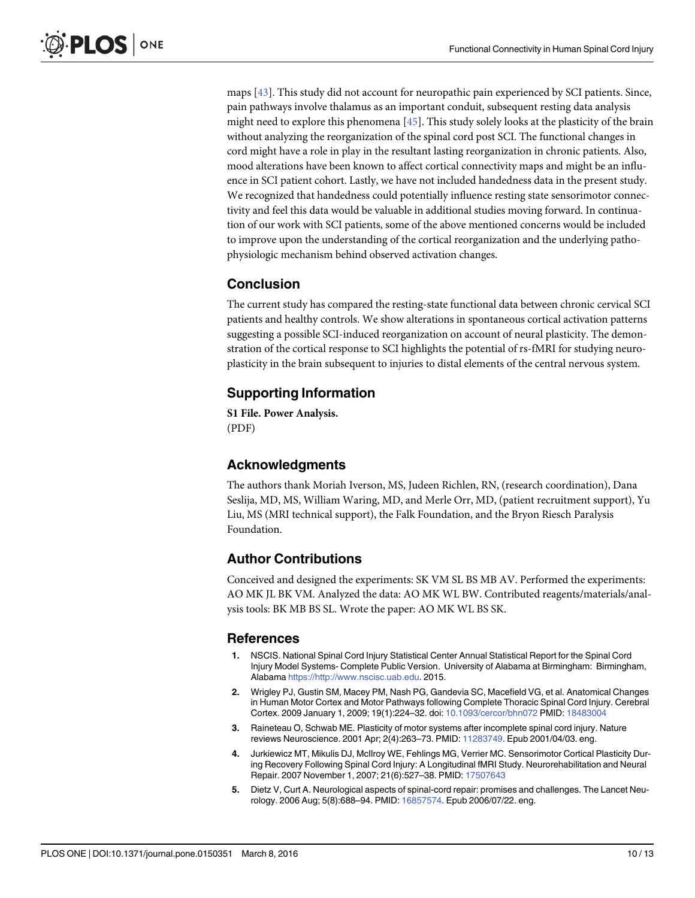maps [43]. This study did not account for neuropathic pain experienced by SCI patients. Since, pain pathways involve thalamus as an important conduit, subsequent resting data analysis might need to explore this phenomena [45]. This study solely looks at the plasticity of the brain without analyzing the reorganization of the spinal cord post SCI. The functional changes in cord might have a role in play in the resultant lasting reorganization in chronic patients. Also, mood alterations have been known to affect cortical connectivity maps and might be an influence in SCI patient cohort. Lastly, we have not included handedness data in the present study. We recognized that handedness could potentially influence resting state sensorimotor connectivity and feel this data would be valuable in additional studies moving forward. In continuation of our work with SCI patients, some of the above mentioned concerns would be included to improve upon the understanding of the cortical reorganization and the underlying pathophysiologic mechanism behind observed activation changes.

## Conclusion

The current study has compared the resting-state functional data between chronic cervical SCI patients and healthy controls. We show alterations in spontaneous cortical activation patterns suggesting a possible SCI-induced reorganization on account of neural plasticity. The demonstration of the cortical response to SCI highlights the potential of rs-fMRI for studying neuroplasticity in the brain subsequent to injuries to distal elements of the central nervous system.

## Supporting Information

**S1 File. Power Analysis.**
(PDF)

## Acknowledgments

The authors thank Moriah Iverson, MS, Judeen Richlen, RN, (research coordination), Dana Seslija, MD, MS, William Waring, MD, and Merle Orr, MD, (patient recruitment support), Yu Liu, MS (MRI technical support), the Falk Foundation, and the Bryon Riesch Paralysis Foundation.

## Author Contributions

Conceived and designed the experiments: SK VM SL BS MB AV. Performed the experiments: AO MK JL BK VM. Analyzed the data: AO MK WL BW. Contributed reagents/materials/analysis tools: BK MB BS SL. Wrote the paper: AO MK WL BS SK.

## References

1. NSCIS. National Spinal Cord Injury Statistical Center Annual Statistical Report for the Spinal Cord Injury Model Systems- Complete Public Version. University of Alabama at Birmingham: Birmingham, Alabama https://http://www.nscisc.uab.edu. 2015.
2. Wrigley PJ, Gustin SM, Macey PM, Nash PG, Gandevia SC, Macefield VG, et al. Anatomical Changes in Human Motor Cortex and Motor Pathways following Complete Thoracic Spinal Cord Injury. Cerebral Cortex. 2009 January 1, 2009; 19(1):224–32. doi: 10.1093/cercor/bhn072 PMID: 18483004
3. Raineteau O, Schwab ME. Plasticity of motor systems after incomplete spinal cord injury. Nature reviews Neuroscience. 2001 Apr; 2(4):263–73. PMID: 11283749. Epub 2001/04/03. eng.
4. Jurkiewicz MT, Mikulis DJ, McIlroy WE, Fehlings MG, Verrier MC. Sensorimotor Cortical Plasticity During Recovery Following Spinal Cord Injury: A Longitudinal fMRI Study. Neurorehabilitation and Neural Repair. 2007 November 1, 2007; 21(6):527–38. PMID: 17507643
5. Dietz V, Curt A. Neurological aspects of spinal-cord repair: promises and challenges. The Lancet Neurology. 2006 Aug; 5(8):688–94. PMID: 16857574. Epub 2006/07/22. eng.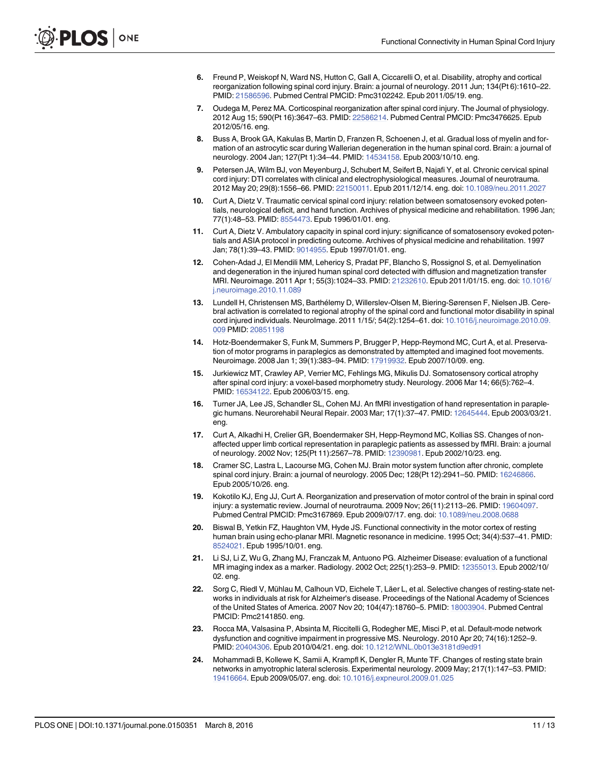6. Freund P, Weiskopf N, Ward NS, Hutton C, Gall A, Ciccarelli O, et al. Disability, atrophy and cortical reorganization following spinal cord injury. Brain: a journal of neurology. 2011 Jun; 134(Pt 6):1610–22. PMID: 21586596. Pubmed Central PMCID: Pmc3102242. Epub 2011/05/19. eng.

7. Oudega M, Perez MA. Corticospinal reorganization after spinal cord injury. The Journal of physiology. 2012 Aug 15; 590(Pt 16):3647–63. PMID: 22586214. Pubmed Central PMCID: Pmc3476625. Epub 2012/05/16. eng.

8. Buss A, Brook GA, Kakulas B, Martin D, Franzen R, Schoenen J, et al. Gradual loss of myelin and formation of an astrocytic scar during Wallerian degeneration in the human spinal cord. Brain: a journal of neurology. 2004 Jan; 127(Pt 1):34–44. PMID: 14534158. Epub 2003/10/10. eng.

9. Petersen JA, Wilm BJ, von Meyenburg J, Schubert M, Seifert B, Najafi Y, et al. Chronic cervical spinal cord injury: DTI correlates with clinical and electrophysiological measures. Journal of neurotrauma. 2012 May 20; 29(8):1556–66. PMID: 22150011. Epub 2011/12/14. eng. doi: 10.1089/neu.2011.2027

10. Curt A, Dietz V. Traumatic cervical spinal cord injury: relation between somatosensory evoked potentials, neurological deficit, and hand function. Archives of physical medicine and rehabilitation. 1996 Jan; 77(1):48–53. PMID: 8554473. Epub 1996/01/01. eng.

11. Curt A, Dietz V. Ambulatory capacity in spinal cord injury: significance of somatosensory evoked potentials and ASIA protocol in predicting outcome. Archives of physical medicine and rehabilitation. 1997 Jan; 78(1):39–43. PMID: 9014955. Epub 1997/01/01. eng.

12. Cohen-Adad J, El Mendili MM, Lehericy S, Pradat PF, Blancho S, Rossignol S, et al. Demyelination and degeneration in the injured human spinal cord detected with diffusion and magnetization transfer MRI. Neuroimage. 2011 Apr 1; 55(3):1024–33. PMID: 21232610. Epub 2011/01/15. eng. doi: 10.1016/j.neuroimage.2010.11.089

13. Lundell H, Christensen MS, Barthélemy D, Willerslev-Olsen M, Biering-Sørensen F, Nielsen JB. Cerebral activation is correlated to regional atrophy of the spinal cord and functional motor disability in spinal cord injured individuals. NeuroImage. 2011 1/15/; 54(2):1254–61. doi: 10.1016/j.neuroimage.2010.09.009 PMID: 20851198

14. Hotz-Boendermaker S, Funk M, Summers P, Brugger P, Hepp-Reymond MC, Curt A, et al. Preservation of motor programs in paraplegics as demonstrated by attempted and imagined foot movements. Neuroimage. 2008 Jan 1; 39(1):383–94. PMID: 17919932. Epub 2007/10/09. eng.

15. Jurkiewicz MT, Crawley AP, Verrier MC, Fehlings MG, Mikulis DJ. Somatosensory cortical atrophy after spinal cord injury: a voxel-based morphometry study. Neurology. 2006 Mar 14; 66(5):762–4. PMID: 16534122. Epub 2006/03/15. eng.

16. Turner JA, Lee JS, Schandler SL, Cohen MJ. An fMRI investigation of hand representation in paraplegic humans. Neurorehabil Neural Repair. 2003 Mar; 17(1):37–47. PMID: 12645444. Epub 2003/03/21. eng.

17. Curt A, Alkadhi H, Crelier GR, Boendermaker SH, Hepp-Reymond MC, Kollias SS. Changes of non-affected upper limb cortical representation in paraplegic patients as assessed by fMRI. Brain: a journal of neurology. 2002 Nov; 125(Pt 11):2567–78. PMID: 12390981. Epub 2002/10/23. eng.

18. Cramer SC, Lastra L, Lacourse MG, Cohen MJ. Brain motor system function after chronic, complete spinal cord injury. Brain: a journal of neurology. 2005 Dec; 128(Pt 12):2941–50. PMID: 16246866. Epub 2005/10/26. eng.

19. Kokotilo KJ, Eng JJ, Curt A. Reorganization and preservation of motor control of the brain in spinal cord injury: a systematic review. Journal of neurotrauma. 2009 Nov; 26(11):2113–26. PMID: 19604097. Pubmed Central PMCID: Pmc3167869. Epub 2009/07/17. eng. doi: 10.1089/neu.2008.0688

20. Biswal B, Yetkin FZ, Haughton VM, Hyde JS. Functional connectivity in the motor cortex of resting human brain using echo-planar MRI. Magnetic resonance in medicine. 1995 Oct; 34(4):537–41. PMID: 8524021. Epub 1995/10/01. eng.

21. Li SJ, Li Z, Wu G, Zhang MJ, Franczak M, Antuono PG. Alzheimer Disease: evaluation of a functional MR imaging index as a marker. Radiology. 2002 Oct; 225(1):253–9. PMID: 12355013. Epub 2002/10/02. eng.

22. Sorg C, Riedl V, Mühlau M, Calhoun VD, Eichele T, Läer L, et al. Selective changes of resting-state networks in individuals at risk for Alzheimer's disease. Proceedings of the National Academy of Sciences of the United States of America. 2007 Nov 20; 104(47):18760–5. PMID: 18003904. Pubmed Central PMCID: Pmc2141850. eng.

23. Rocca MA, Valsasina P, Absinta M, Riccitelli G, Rodegher ME, Misci P, et al. Default-mode network dysfunction and cognitive impairment in progressive MS. Neurology. 2010 Apr 20; 74(16):1252–9. PMID: 20404306. Epub 2010/04/21. eng. doi: 10.1212/WNL.0b013e3181d9ed91

24. Mohammadi B, Kollewe K, Samii A, Krampfl K, Dengler R, Munte TF. Changes of resting state brain networks in amyotrophic lateral sclerosis. Experimental neurology. 2009 May; 217(1):147–53. PMID: 19416664. Epub 2009/05/07. eng. doi: 10.1016/j.expneurol.2009.01.025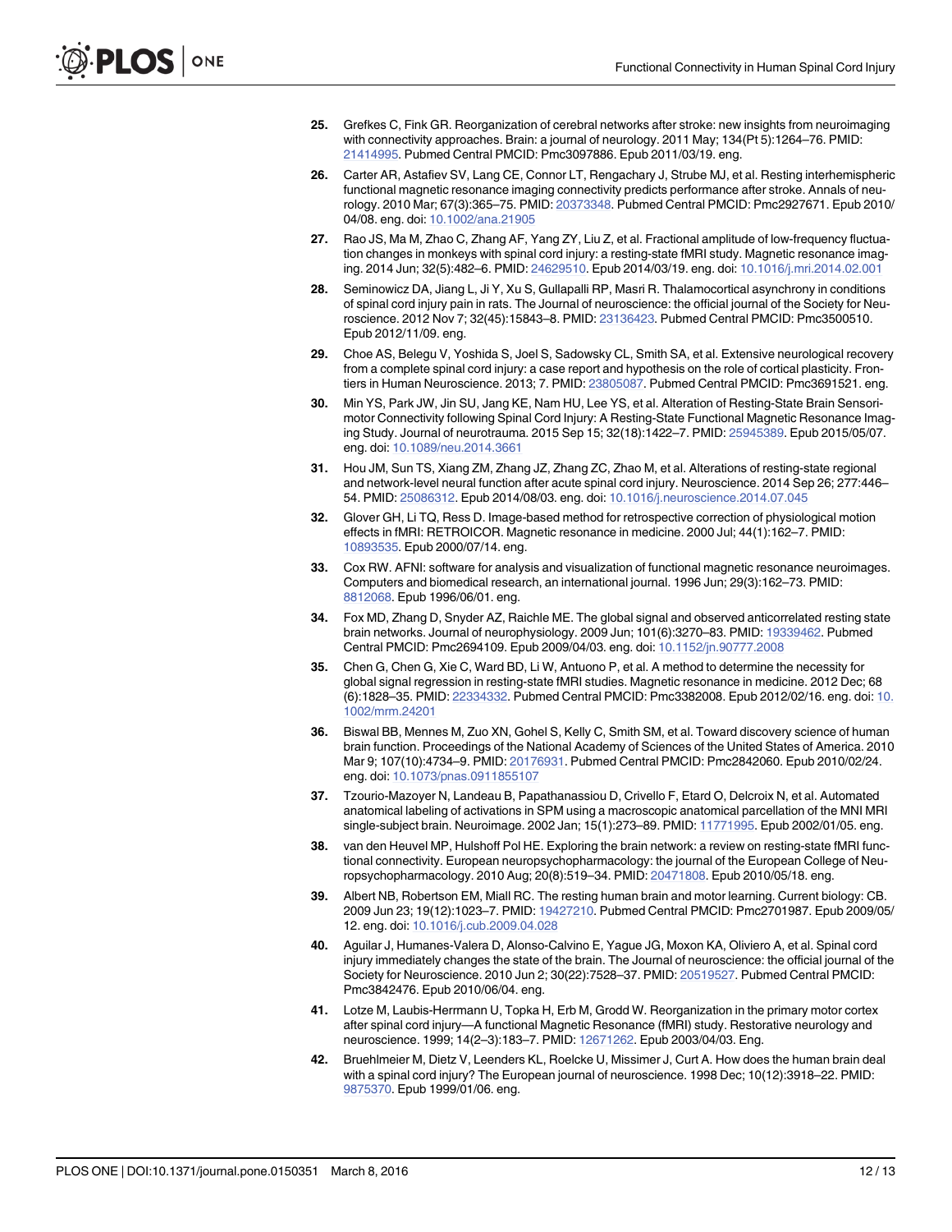25. Grefkes C, Fink GR. Reorganization of cerebral networks after stroke: new insights from neuroimaging with connectivity approaches. Brain: a journal of neurology. 2011 May; 134(Pt 5):1264–76. PMID: 21414995. Pubmed Central PMCID: Pmc3097886. Epub 2011/03/19. eng.

26. Carter AR, Astafiev SV, Lang CE, Connor LT, Rengachary J, Strube MJ, et al. Resting interhemispheric functional magnetic resonance imaging connectivity predicts performance after stroke. Annals of neurology. 2010 Mar; 67(3):365–75. PMID: 20373348. Pubmed Central PMCID: Pmc2927671. Epub 2010/04/08. eng. doi: 10.1002/ana.21905

27. Rao JS, Ma M, Zhao C, Zhang AF, Yang ZY, Liu Z, et al. Fractional amplitude of low-frequency fluctuation changes in monkeys with spinal cord injury: a resting-state fMRI study. Magnetic resonance imaging. 2014 Jun; 32(5):482–6. PMID: 24629510. Epub 2014/03/19. eng. doi: 10.1016/j.mri.2014.02.001

28. Seminowicz DA, Jiang L, Ji Y, Xu S, Gullapalli RP, Masri R. Thalamocortical asynchrony in conditions of spinal cord injury pain in rats. The Journal of neuroscience: the official journal of the Society for Neuroscience. 2012 Nov 7; 32(45):15843–8. PMID: 23136423. Pubmed Central PMCID: Pmc3500510. Epub 2012/11/09. eng.

29. Choe AS, Belegu V, Yoshida S, Joel S, Sadowsky CL, Smith SA, et al. Extensive neurological recovery from a complete spinal cord injury: a case report and hypothesis on the role of cortical plasticity. Frontiers in Human Neuroscience. 2013; 7. PMID: 23805087. Pubmed Central PMCID: Pmc3691521. eng.

30. Min YS, Park JW, Jin SU, Jang KE, Nam HU, Lee YS, et al. Alteration of Resting-State Brain Sensorimotor Connectivity following Spinal Cord Injury: A Resting-State Functional Magnetic Resonance Imaging Study. Journal of neurotrauma. 2015 Sep 15; 32(18):1422–7. PMID: 25945389. Epub 2015/05/07. eng. doi: 10.1089/neu.2014.3661

31. Hou JM, Sun TS, Xiang ZM, Zhang JZ, Zhang ZC, Zhao M, et al. Alterations of resting-state regional and network-level neural function after acute spinal cord injury. Neuroscience. 2014 Sep 26; 277:446–54. PMID: 25086312. Epub 2014/08/03. eng. doi: 10.1016/j.neuroscience.2014.07.045

32. Glover GH, Li TQ, Ress D. Image-based method for retrospective correction of physiological motion effects in fMRI: RETROICOR. Magnetic resonance in medicine. 2000 Jul; 44(1):162–7. PMID: 10893535. Epub 2000/07/14. eng.

33. Cox RW. AFNI: software for analysis and visualization of functional magnetic resonance neuroimages. Computers and biomedical research, an international journal. 1996 Jun; 29(3):162–73. PMID: 8812068. Epub 1996/06/01. eng.

34. Fox MD, Zhang D, Snyder AZ, Raichle ME. The global signal and observed anticorrelated resting state brain networks. Journal of neurophysiology. 2009 Jun; 101(6):3270–83. PMID: 19339462. Pubmed Central PMCID: Pmc2694109. Epub 2009/04/03. eng. doi: 10.1152/jn.90777.2008

35. Chen G, Chen G, Xie C, Ward BD, Li W, Antuono P, et al. A method to determine the necessity for global signal regression in resting-state fMRI studies. Magnetic resonance in medicine. 2012 Dec; 68(6):1828–35. PMID: 22334332. Pubmed Central PMCID: Pmc3382008. Epub 2012/02/16. eng. doi: 10.1002/mrm.24201

36. Biswal BB, Mennes M, Zuo XN, Gohel S, Kelly C, Smith SM, et al. Toward discovery science of human brain function. Proceedings of the National Academy of Sciences of the United States of America. 2010 Mar 9; 107(10):4734–9. PMID: 20176931. Pubmed Central PMCID: Pmc2842060. Epub 2010/02/24. eng. doi: 10.1073/pnas.0911855107

37. Tzourio-Mazoyer N, Landeau B, Papathanassiou D, Crivello F, Etard O, Delcroix N, et al. Automated anatomical labeling of activations in SPM using a macroscopic anatomical parcellation of the MNI MRI single-subject brain. Neuroimage. 2002 Jan; 15(1):273–89. PMID: 11771995. Epub 2002/01/05. eng.

38. van den Heuvel MP, Hulshoff Pol HE. Exploring the brain network: a review on resting-state fMRI functional connectivity. European neuropsychopharmacology: the journal of the European College of Neuropsychopharmacology. 2010 Aug; 20(8):519–34. PMID: 20471808. Epub 2010/05/18. eng.

39. Albert NB, Robertson EM, Miall RC. The resting human brain and motor learning. Current biology: CB. 2009 Jun 23; 19(12):1023–7. PMID: 19427210. Pubmed Central PMCID: Pmc2701987. Epub 2009/05/12. eng. doi: 10.1016/j.cub.2009.04.028

40. Aguilar J, Humanes-Valera D, Alonso-Calvino E, Yague JG, Moxon KA, Oliviero A, et al. Spinal cord injury immediately changes the state of the brain. The Journal of neuroscience: the official journal of the Society for Neuroscience. 2010 Jun 2; 30(22):7528–37. PMID: 20519527. Pubmed Central PMCID: Pmc3842476. Epub 2010/06/04. eng.

41. Lotze M, Laubis-Herrmann U, Topka H, Erb M, Grodd W. Reorganization in the primary motor cortex after spinal cord injury—A functional Magnetic Resonance (fMRI) study. Restorative neurology and neuroscience. 1999; 14(2–3):183–7. PMID: 12671262. Epub 2003/04/03. Eng.

42. Bruehlmeier M, Dietz V, Leenders KL, Roelcke U, Missimer J, Curt A. How does the human brain deal with a spinal cord injury? The European journal of neuroscience. 1998 Dec; 10(12):3918–22. PMID: 9875370. Epub 1999/01/06. eng.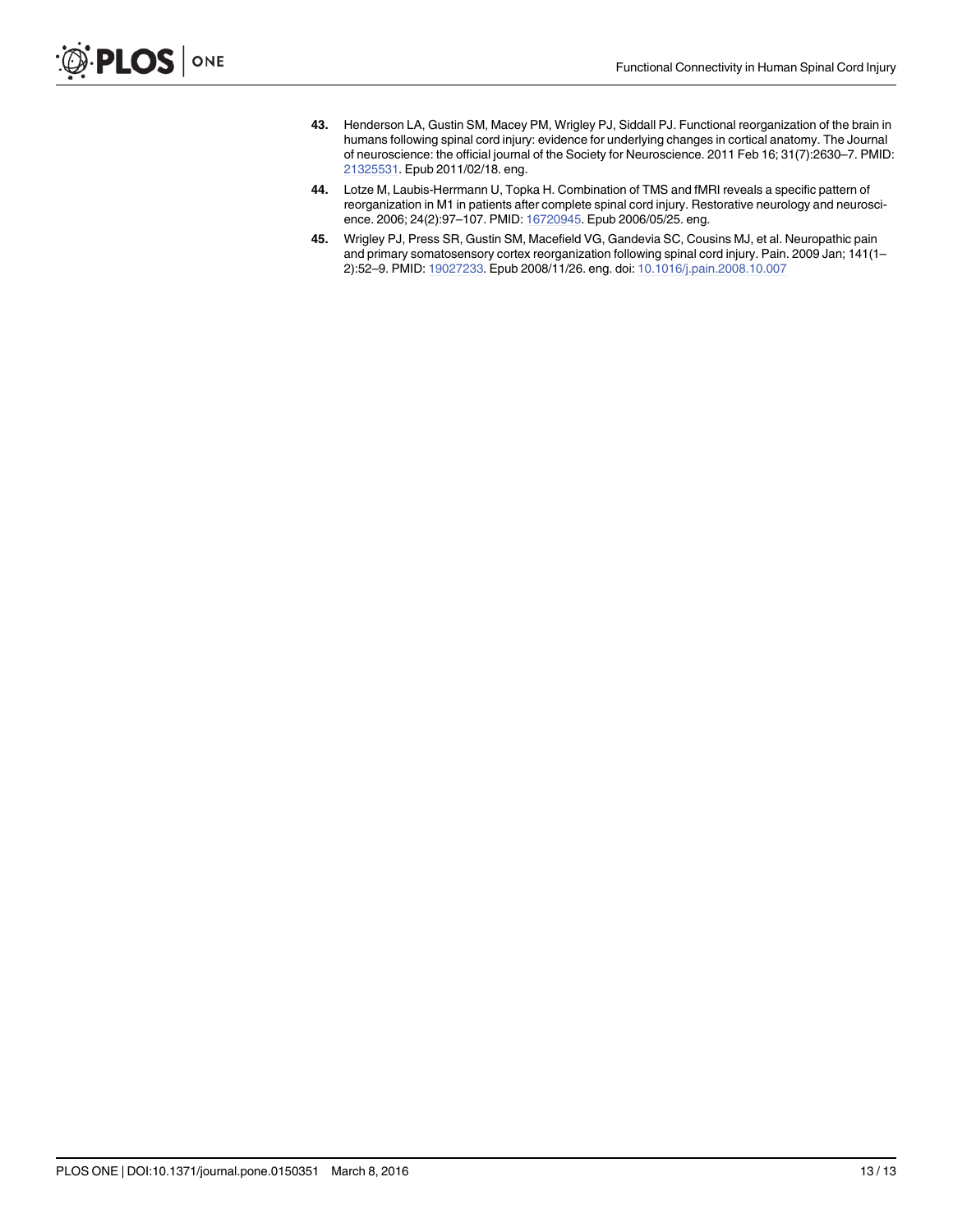43. Henderson LA, Gustin SM, Macey PM, Wrigley PJ, Siddall PJ. Functional reorganization of the brain in humans following spinal cord injury: evidence for underlying changes in cortical anatomy. The Journal of neuroscience: the official journal of the Society for Neuroscience. 2011 Feb 16; 31(7):2630–7. PMID: 21325531. Epub 2011/02/18. eng.

44. Lotze M, Laubis-Herrmann U, Topka H. Combination of TMS and fMRI reveals a specific pattern of reorganization in M1 in patients after complete spinal cord injury. Restorative neurology and neuroscience. 2006; 24(2):97–107. PMID: 16720945. Epub 2006/05/25. eng.

45. Wrigley PJ, Press SR, Gustin SM, Macefield VG, Gandevia SC, Cousins MJ, et al. Neuropathic pain and primary somatosensory cortex reorganization following spinal cord injury. Pain. 2009 Jan; 141(1–2):52–9. PMID: 19027233. Epub 2008/11/26. eng. doi: 10.1016/j.pain.2008.10.007